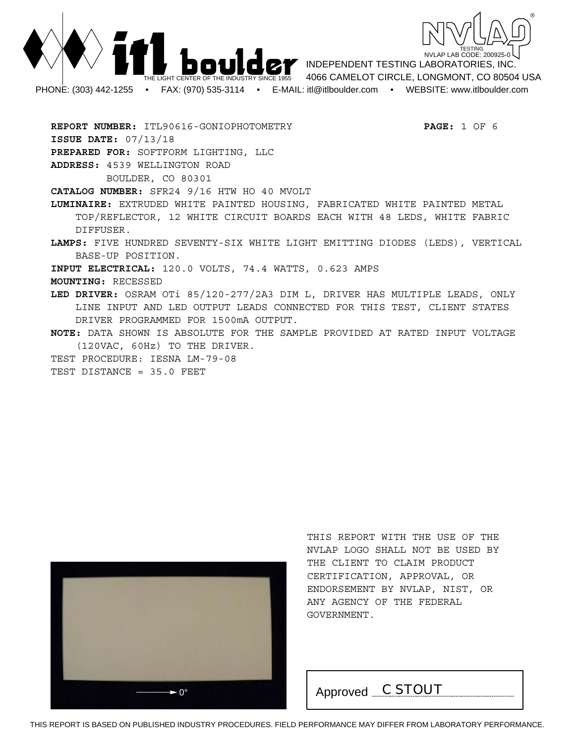**itl boulder** — THE LIGHT CENTER OF THE INDUSTRY SINCE 1955

NVLAP TESTING — NVLAP LAB CODE: 200925-0

INDEPENDENT TESTING LABORATORIES, INC.
4066 CAMELOT CIRCLE, LONGMONT, CO 80504 USA

PHONE: (303) 442-1255 • FAX: (970) 535-3114 • E-MAIL: itl@itlboulder.com • WEBSITE: www.itlboulder.com

**REPORT NUMBER:** ITL90616-GONIOPHOTOMETRY

**ISSUE DATE:** 07/13/18

**PREPARED FOR:** SOFTFORM LIGHTING, LLC

**ADDRESS:** 4539 WELLINGTON ROAD
BOULDER, CO 80301

**CATALOG NUMBER:** SFR24 9/16 HTW HO 40 MVOLT

**LUMINAIRE:** EXTRUDED WHITE PAINTED HOUSING, FABRICATED WHITE PAINTED METAL TOP/REFLECTOR, 12 WHITE CIRCUIT BOARDS EACH WITH 48 LEDS, WHITE FABRIC DIFFUSER.

**LAMPS:** FIVE HUNDRED SEVENTY-SIX WHITE LIGHT EMITTING DIODES (LEDS), VERTICAL BASE-UP POSITION.

**INPUT ELECTRICAL:** 120.0 VOLTS, 74.4 WATTS, 0.623 AMPS

**MOUNTING:** RECESSED

**LED DRIVER:** OSRAM OTi 85/120-277/2A3 DIM L, DRIVER HAS MULTIPLE LEADS, ONLY LINE INPUT AND LED OUTPUT LEADS CONNECTED FOR THIS TEST, CLIENT STATES DRIVER PROGRAMMED FOR 1500mA OUTPUT.

**NOTE:** DATA SHOWN IS ABSOLUTE FOR THE SAMPLE PROVIDED AT RATED INPUT VOLTAGE (120VAC, 60Hz) TO THE DRIVER.

TEST PROCEDURE: IESNA LM-79-08

TEST DISTANCE = 35.0 FEET

0°

THIS REPORT WITH THE USE OF THE NVLAP LOGO SHALL NOT BE USED BY THE CLIENT TO CLAIM PRODUCT CERTIFICATION, APPROVAL, OR ENDORSEMENT BY NVLAP, NIST, OR ANY AGENCY OF THE FEDERAL GOVERNMENT.

Approved C STOUT

THIS REPORT IS BASED ON PUBLISHED INDUSTRY PROCEDURES. FIELD PERFORMANCE MAY DIFFER FROM LABORATORY PERFORMANCE.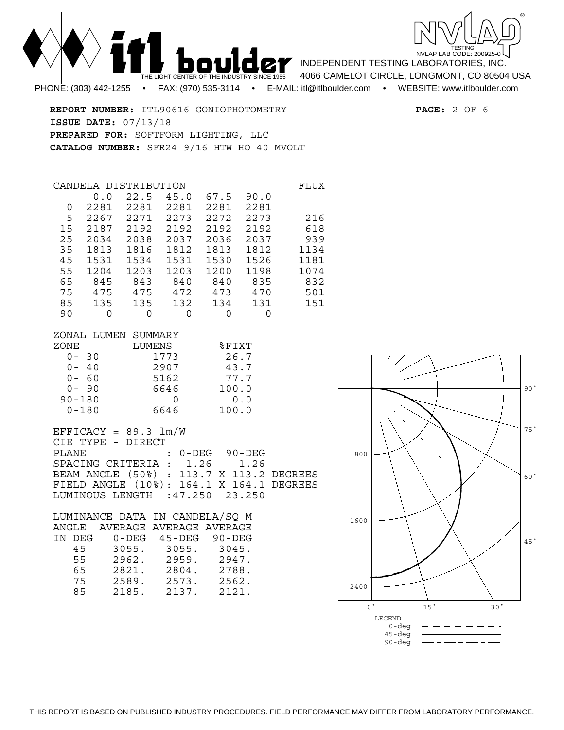**REPORT NUMBER:** ITL90616-GONIOPHOTOMETRY

**ISSUE DATE:** 07/13/18

**PREPARED FOR:** SOFTFORM LIGHTING, LLC

**CATALOG NUMBER:** SFR24 9/16 HTW HO 40 MVOLT

CANDELA DISTRIBUTION

| | 0.0 | 22.5 | 45.0 | 67.5 | 90.0 | FLUX |
|---|---|---|---|---|---|---|
| 0 | 2281 | 2281 | 2281 | 2281 | 2281 | |
| 5 | 2267 | 2271 | 2273 | 2272 | 2273 | 216 |
| 15 | 2187 | 2192 | 2192 | 2192 | 2192 | 618 |
| 25 | 2034 | 2038 | 2037 | 2036 | 2037 | 939 |
| 35 | 1813 | 1816 | 1812 | 1813 | 1812 | 1134 |
| 45 | 1531 | 1534 | 1531 | 1530 | 1526 | 1181 |
| 55 | 1204 | 1203 | 1203 | 1200 | 1198 | 1074 |
| 65 | 845 | 843 | 840 | 840 | 835 | 832 |
| 75 | 475 | 475 | 472 | 473 | 470 | 501 |
| 85 | 135 | 135 | 132 | 134 | 131 | 151 |
| 90 | 0 | 0 | 0 | 0 | 0 | |

ZONAL LUMEN SUMMARY

| ZONE | LUMENS | %FIXT |
|---|---|---|
| 0- 30 | 1773 | 26.7 |
| 0- 40 | 2907 | 43.7 |
| 0- 60 | 5162 | 77.7 |
| 0- 90 | 6646 | 100.0 |
| 90-180 | 0 | 0.0 |
| 0-180 | 6646 | 100.0 |

EFFICACY = 89.3 lm/W

CIE TYPE - DIRECT

| PLANE | 0-DEG | 90-DEG |
|---|---|---|
| SPACING CRITERIA | 1.26 | 1.26 |

BEAM ANGLE (50%) : 113.7 X 113.2 DEGREES

FIELD ANGLE (10%): 164.1 X 164.1 DEGREES

LUMINOUS LENGTH :47.250 23.250

LUMINANCE DATA IN CANDELA/SQ M

| ANGLE IN DEG | AVERAGE 0-DEG | AVERAGE 45-DEG | AVERAGE 90-DEG |
|---|---|---|---|
| 45 | 3055. | 3055. | 3045. |
| 55 | 2962. | 2959. | 2947. |
| 65 | 2821. | 2804. | 2788. |
| 75 | 2589. | 2573. | 2562. |
| 85 | 2185. | 2137. | 2121. |

LEGEND: 0-deg, 45-deg, 90-deg

THIS REPORT IS BASED ON PUBLISHED INDUSTRY PROCEDURES. FIELD PERFORMANCE MAY DIFFER FROM LABORATORY PERFORMANCE.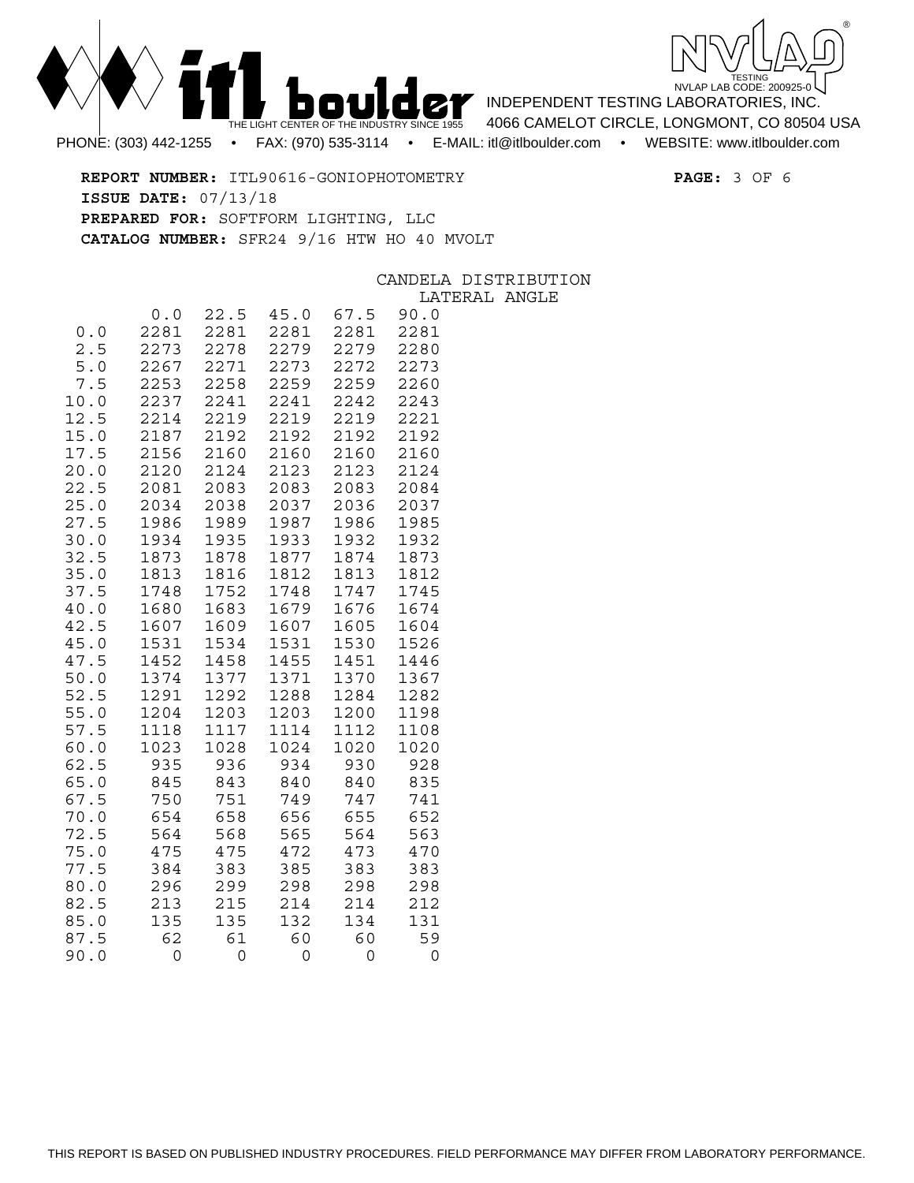**REPORT NUMBER:** ITL90616-GONIOPHOTOMETRY

**ISSUE DATE:** 07/13/18

**PREPARED FOR:** SOFTFORM LIGHTING, LLC

**CATALOG NUMBER:** SFR24 9/16 HTW HO 40 MVOLT

CANDELA DISTRIBUTION

| | LATERAL ANGLE | | | | |
|---|---|---|---|---|---|
| | 0.0 | 22.5 | 45.0 | 67.5 | 90.0 |
| 0.0 | 2281 | 2281 | 2281 | 2281 | 2281 |
| 2.5 | 2273 | 2278 | 2279 | 2279 | 2280 |
| 5.0 | 2267 | 2271 | 2273 | 2272 | 2273 |
| 7.5 | 2253 | 2258 | 2259 | 2259 | 2260 |
| 10.0 | 2237 | 2241 | 2241 | 2242 | 2243 |
| 12.5 | 2214 | 2219 | 2219 | 2219 | 2221 |
| 15.0 | 2187 | 2192 | 2192 | 2192 | 2192 |
| 17.5 | 2156 | 2160 | 2160 | 2160 | 2160 |
| 20.0 | 2120 | 2124 | 2123 | 2123 | 2124 |
| 22.5 | 2081 | 2083 | 2083 | 2083 | 2084 |
| 25.0 | 2034 | 2038 | 2037 | 2036 | 2037 |
| 27.5 | 1986 | 1989 | 1987 | 1986 | 1985 |
| 30.0 | 1934 | 1935 | 1933 | 1932 | 1932 |
| 32.5 | 1873 | 1878 | 1877 | 1874 | 1873 |
| 35.0 | 1813 | 1816 | 1812 | 1813 | 1812 |
| 37.5 | 1748 | 1752 | 1748 | 1747 | 1745 |
| 40.0 | 1680 | 1683 | 1679 | 1676 | 1674 |
| 42.5 | 1607 | 1609 | 1607 | 1605 | 1604 |
| 45.0 | 1531 | 1534 | 1531 | 1530 | 1526 |
| 47.5 | 1452 | 1458 | 1455 | 1451 | 1446 |
| 50.0 | 1374 | 1377 | 1371 | 1370 | 1367 |
| 52.5 | 1291 | 1292 | 1288 | 1284 | 1282 |
| 55.0 | 1204 | 1203 | 1203 | 1200 | 1198 |
| 57.5 | 1118 | 1117 | 1114 | 1112 | 1108 |
| 60.0 | 1023 | 1028 | 1024 | 1020 | 1020 |
| 62.5 | 935 | 936 | 934 | 930 | 928 |
| 65.0 | 845 | 843 | 840 | 840 | 835 |
| 67.5 | 750 | 751 | 749 | 747 | 741 |
| 70.0 | 654 | 658 | 656 | 655 | 652 |
| 72.5 | 564 | 568 | 565 | 564 | 563 |
| 75.0 | 475 | 475 | 472 | 473 | 470 |
| 77.5 | 384 | 383 | 385 | 383 | 383 |
| 80.0 | 296 | 299 | 298 | 298 | 298 |
| 82.5 | 213 | 215 | 214 | 214 | 212 |
| 85.0 | 135 | 135 | 132 | 134 | 131 |
| 87.5 | 62 | 61 | 60 | 60 | 59 |
| 90.0 | 0 | 0 | 0 | 0 | 0 |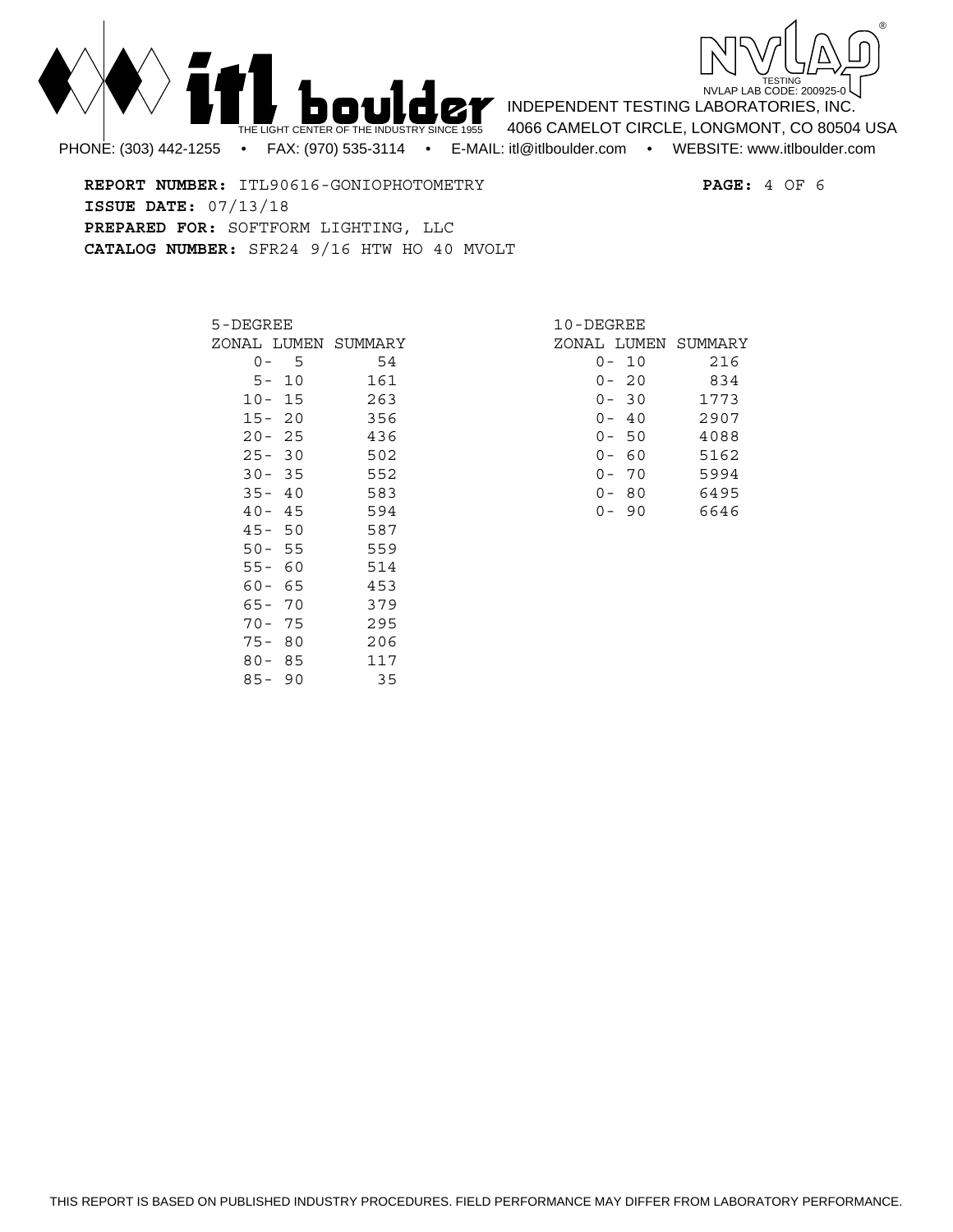**REPORT NUMBER:** ITL90616-GONIOPHOTOMETRY
**ISSUE DATE:** 07/13/18
**PREPARED FOR:** SOFTFORM LIGHTING, LLC
**CATALOG NUMBER:** SFR24 9/16 HTW HO 40 MVOLT

5-DEGREE ZONAL LUMEN SUMMARY

| Zone | Lumens |
|---|---|
| 0- 5 | 54 |
| 5- 10 | 161 |
| 10- 15 | 263 |
| 15- 20 | 356 |
| 20- 25 | 436 |
| 25- 30 | 502 |
| 30- 35 | 552 |
| 35- 40 | 583 |
| 40- 45 | 594 |
| 45- 50 | 587 |
| 50- 55 | 559 |
| 55- 60 | 514 |
| 60- 65 | 453 |
| 65- 70 | 379 |
| 70- 75 | 295 |
| 75- 80 | 206 |
| 80- 85 | 117 |
| 85- 90 | 35 |

10-DEGREE ZONAL LUMEN SUMMARY

| Zone | Lumens |
|---|---|
| 0- 10 | 216 |
| 0- 20 | 834 |
| 0- 30 | 1773 |
| 0- 40 | 2907 |
| 0- 50 | 4088 |
| 0- 60 | 5162 |
| 0- 70 | 5994 |
| 0- 80 | 6495 |
| 0- 90 | 6646 |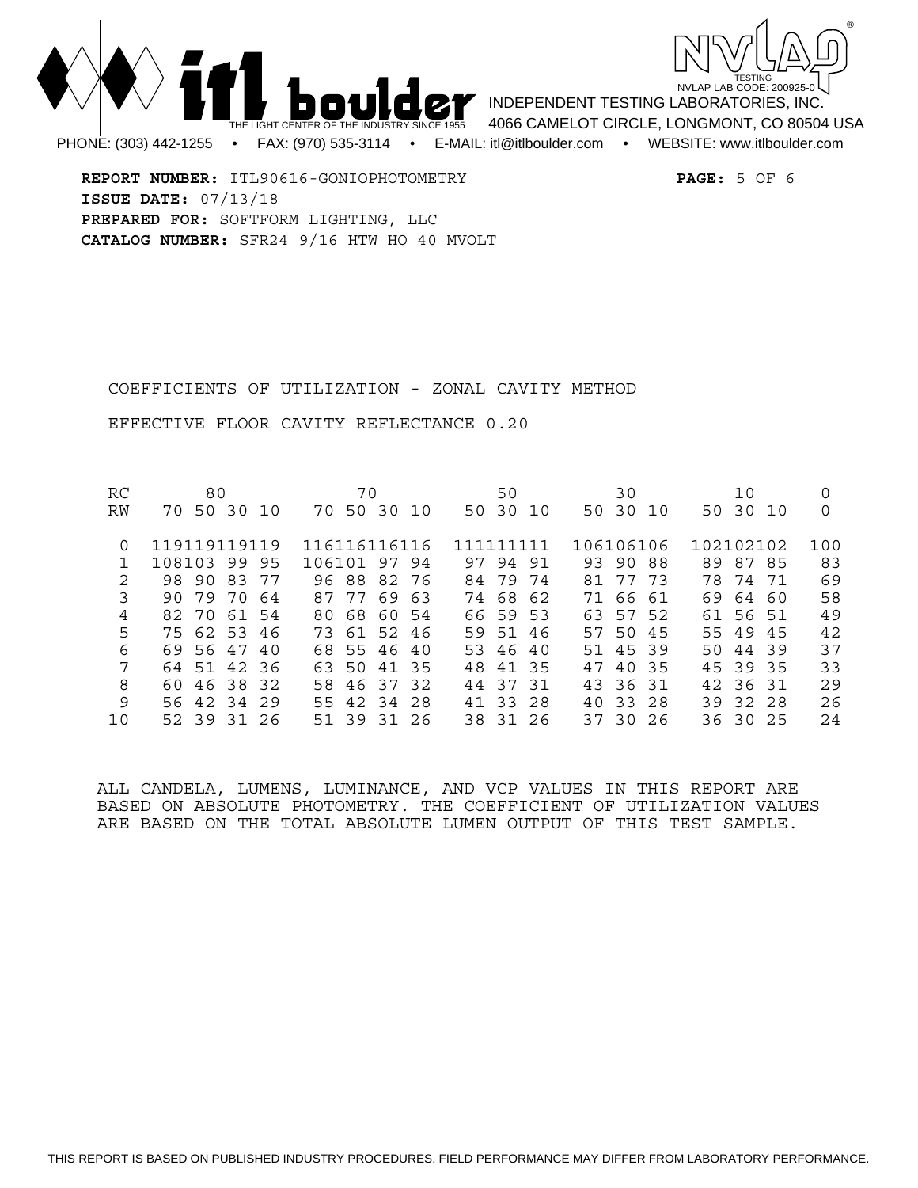**REPORT NUMBER:** ITL90616-GONIOPHOTOMETRY **PAGE:** 5 OF 6
**ISSUE DATE:** 07/13/18
**PREPARED FOR:** SOFTFORM LIGHTING, LLC
**CATALOG NUMBER:** SFR24 9/16 HTW HO 40 MVOLT

COEFFICIENTS OF UTILIZATION - ZONAL CAVITY METHOD

EFFECTIVE FLOOR CAVITY REFLECTANCE 0.20

| RC | 80 | | | | 70 | | | | 50 | | | 30 | | | 10 | | | 0 |
|---|---|---|---|---|---|---|---|---|---|---|---|---|---|---|---|---|---|---|
| RW | 70 | 50 | 30 | 10 | 70 | 50 | 30 | 10 | 50 | 30 | 10 | 50 | 30 | 10 | 50 | 30 | 10 | 0 |
| 0 | 119 | 119 | 119 | 119 | 116 | 116 | 116 | 116 | 111 | 111 | 111 | 106 | 106 | 106 | 102 | 102 | 102 | 100 |
| 1 | 108 | 103 | 99 | 95 | 106 | 101 | 97 | 94 | 97 | 94 | 91 | 93 | 90 | 88 | 89 | 87 | 85 | 83 |
| 2 | 98 | 90 | 83 | 77 | 96 | 88 | 82 | 76 | 84 | 79 | 74 | 81 | 77 | 73 | 78 | 74 | 71 | 69 |
| 3 | 90 | 79 | 70 | 64 | 87 | 77 | 69 | 63 | 74 | 68 | 62 | 71 | 66 | 61 | 69 | 64 | 60 | 58 |
| 4 | 82 | 70 | 61 | 54 | 80 | 68 | 60 | 54 | 66 | 59 | 53 | 63 | 57 | 52 | 61 | 56 | 51 | 49 |
| 5 | 75 | 62 | 53 | 46 | 73 | 61 | 52 | 46 | 59 | 51 | 46 | 57 | 50 | 45 | 55 | 49 | 45 | 42 |
| 6 | 69 | 56 | 47 | 40 | 68 | 55 | 46 | 40 | 53 | 46 | 40 | 51 | 45 | 39 | 50 | 44 | 39 | 37 |
| 7 | 64 | 51 | 42 | 36 | 63 | 50 | 41 | 35 | 48 | 41 | 35 | 47 | 40 | 35 | 45 | 39 | 35 | 33 |
| 8 | 60 | 46 | 38 | 32 | 58 | 46 | 37 | 32 | 44 | 37 | 31 | 43 | 36 | 31 | 42 | 36 | 31 | 29 |
| 9 | 56 | 42 | 34 | 29 | 55 | 42 | 34 | 28 | 41 | 33 | 28 | 40 | 33 | 28 | 39 | 32 | 28 | 26 |
| 10 | 52 | 39 | 31 | 26 | 51 | 39 | 31 | 26 | 38 | 31 | 26 | 37 | 30 | 26 | 36 | 30 | 25 | 24 |

ALL CANDELA, LUMENS, LUMINANCE, AND VCP VALUES IN THIS REPORT ARE BASED ON ABSOLUTE PHOTOMETRY. THE COEFFICIENT OF UTILIZATION VALUES ARE BASED ON THE TOTAL ABSOLUTE LUMEN OUTPUT OF THIS TEST SAMPLE.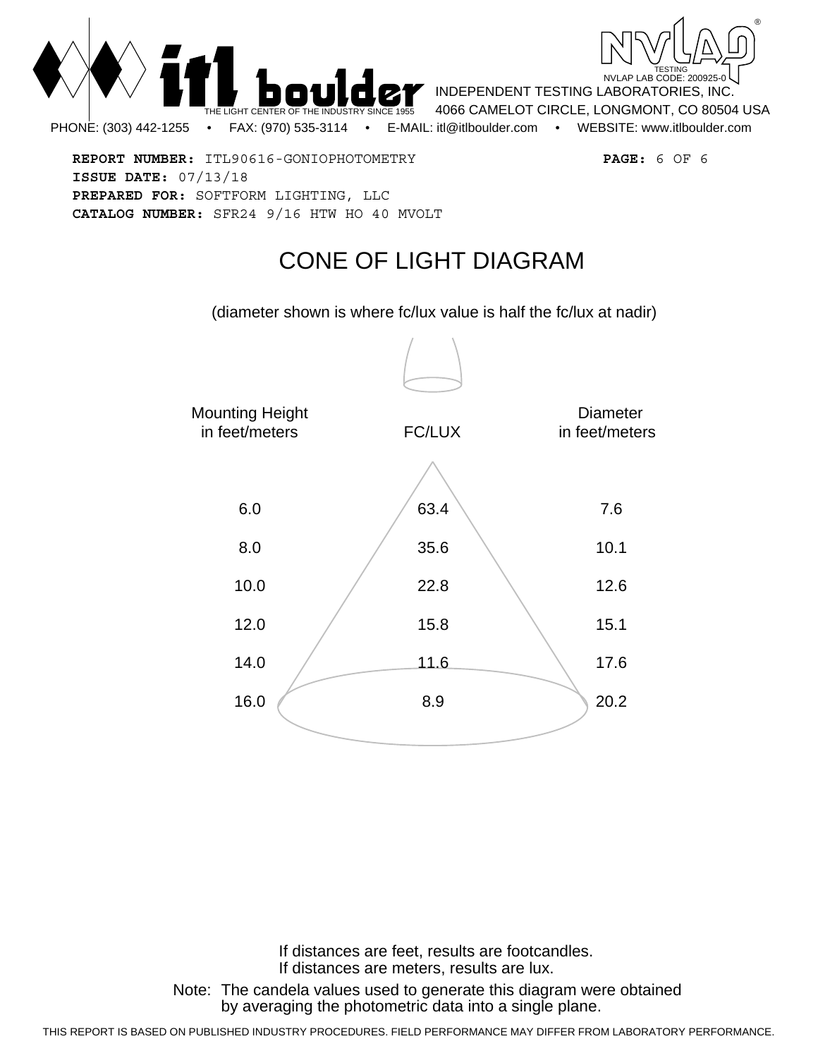**REPORT NUMBER:** ITL90616-GONIOPHOTOMETRY
**ISSUE DATE:** 07/13/18
**PREPARED FOR:** SOFTFORM LIGHTING, LLC
**CATALOG NUMBER:** SFR24 9/16 HTW HO 40 MVOLT

# CONE OF LIGHT DIAGRAM

(diameter shown is where fc/lux value is half the fc/lux at nadir)

| Mounting Height in feet/meters | FC/LUX | Diameter in feet/meters |
|---|---|---|
| 6.0 | 63.4 | 7.6 |
| 8.0 | 35.6 | 10.1 |
| 10.0 | 22.8 | 12.6 |
| 12.0 | 15.8 | 15.1 |
| 14.0 | 11.6 | 17.6 |
| 16.0 | 8.9 | 20.2 |

If distances are feet, results are footcandles.
If distances are meters, results are lux.

Note: The candela values used to generate this diagram were obtained by averaging the photometric data into a single plane.